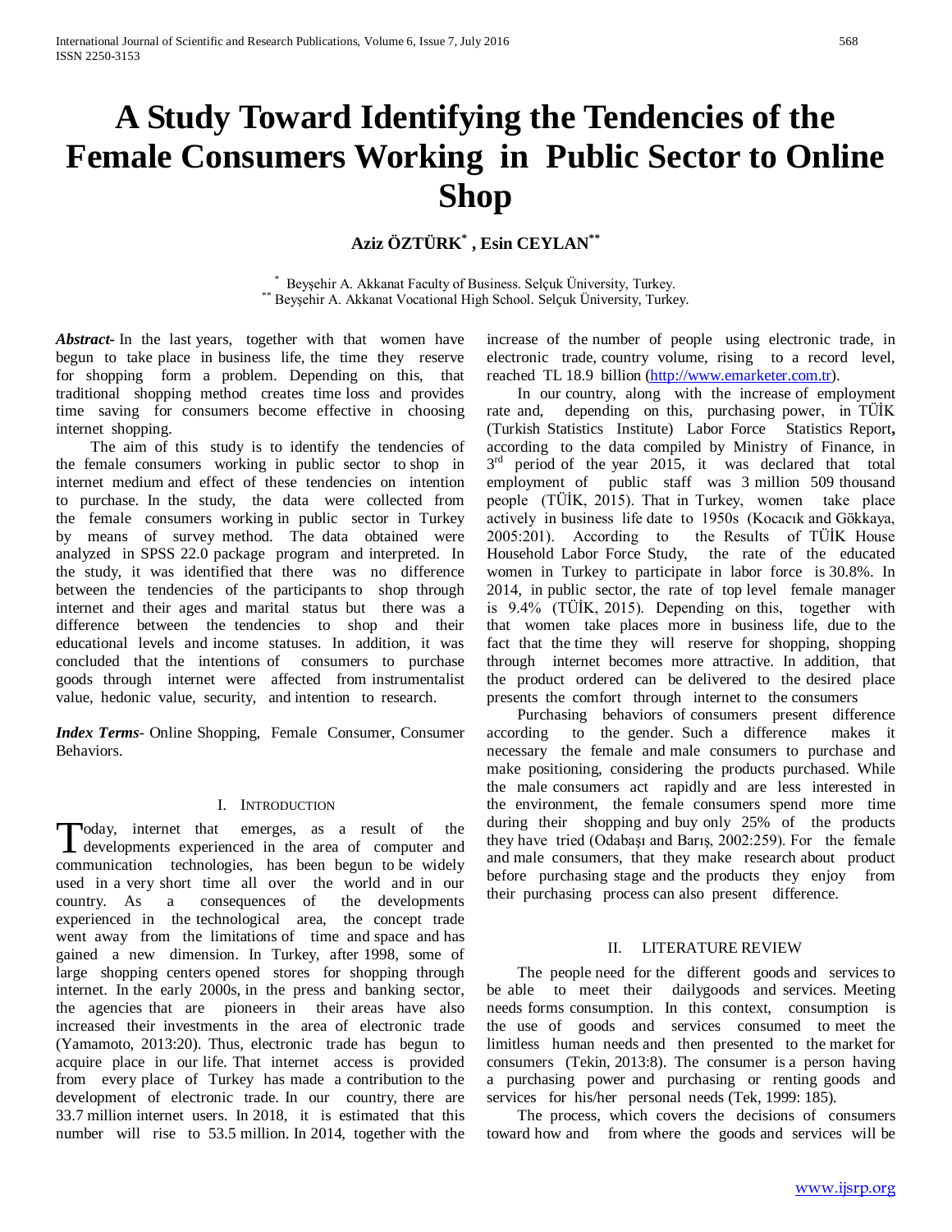# A Study Toward Identifying the Tendencies of the Female Consumers Working in Public Sector to Online Shop

**Aziz ÖZTÜRK[*] , Esin CEYLAN[**]**

[*] Beyşehir A. Akkanat Faculty of Business. Selçuk Üniversity, Turkey.
[**] Beyşehir A. Akkanat Vocational High School. Selçuk Üniversity, Turkey.

***Abstract***- In the last years, together with that women have begun to take place in business life, the time they reserve for shopping form a problem. Depending on this, that traditional shopping method creates time loss and provides time saving for consumers become effective in choosing internet shopping.

The aim of this study is to identify the tendencies of the female consumers working in public sector to shop in internet medium and effect of these tendencies on intention to purchase. In the study, the data were collected from the female consumers working in public sector in Turkey by means of survey method. The data obtained were analyzed in SPSS 22.0 package program and interpreted. In the study, it was identified that there was no difference between the tendencies of the participants to shop through internet and their ages and marital status but there was a difference between the tendencies to shop and their educational levels and income statuses. In addition, it was concluded that the intentions of consumers to purchase goods through internet were affected from instrumentalist value, hedonic value, security, and intention to research.

***Index Terms***- Online Shopping, Female Consumer, Consumer Behaviors.

## I. Introduction

Today, internet that emerges, as a result of the developments experienced in the area of computer and communication technologies, has been begun to be widely used in a very short time all over the world and in our country. As a consequences of the developments experienced in the technological area, the concept trade went away from the limitations of time and space and has gained a new dimension. In Turkey, after 1998, some of large shopping centers opened stores for shopping through internet. In the early 2000s, in the press and banking sector, the agencies that are pioneers in their areas have also increased their investments in the area of electronic trade (Yamamoto, 2013:20). Thus, electronic trade has begun to acquire place in our life. That internet access is provided from every place of Turkey has made a contribution to the development of electronic trade. In our country, there are 33.7 million internet users. In 2018, it is estimated that this number will rise to 53.5 million. In 2014, together with the increase of the number of people using electronic trade, in electronic trade, country volume, rising to a record level, reached TL 18.9 billion (http://www.emarketer.com.tr).

In our country, along with the increase of employment rate and, depending on this, purchasing power, in TÜİK (Turkish Statistics Institute) Labor Force Statistics Report**,** according to the data compiled by Ministry of Finance, in 3rd period of the year 2015, it was declared that total employment of public staff was 3 million 509 thousand people (TÜİK, 2015). That in Turkey, women take place actively in business life date to 1950s (Kocacık and Gökkaya, 2005:201). According to the Results of TÜİK House Household Labor Force Study, the rate of the educated women in Turkey to participate in labor force is 30.8%. In 2014, in public sector, the rate of top level female manager is 9.4% (TÜİK, 2015). Depending on this, together with that women take places more in business life, due to the fact that the time they will reserve for shopping, shopping through internet becomes more attractive. In addition, that the product ordered can be delivered to the desired place presents the comfort through internet to the consumers

Purchasing behaviors of consumers present difference according to the gender. Such a difference makes it necessary the female and male consumers to purchase and make positioning, considering the products purchased. While the male consumers act rapidly and are less interested in the environment, the female consumers spend more time during their shopping and buy only 25% of the products they have tried (Odabaşı and Barış, 2002:259). For the female and male consumers, that they make research about product before purchasing stage and the products they enjoy from their purchasing process can also present difference.

## II. Literature Review

The people need for the different goods and services to be able to meet their dailygoods and services. Meeting needs forms consumption. In this context, consumption is the use of goods and services consumed to meet the limitless human needs and then presented to the market for consumers (Tekin, 2013:8). The consumer is a person having a purchasing power and purchasing or renting goods and services for his/her personal needs (Tek, 1999: 185).

The process, which covers the decisions of consumers toward how and from where the goods and services will be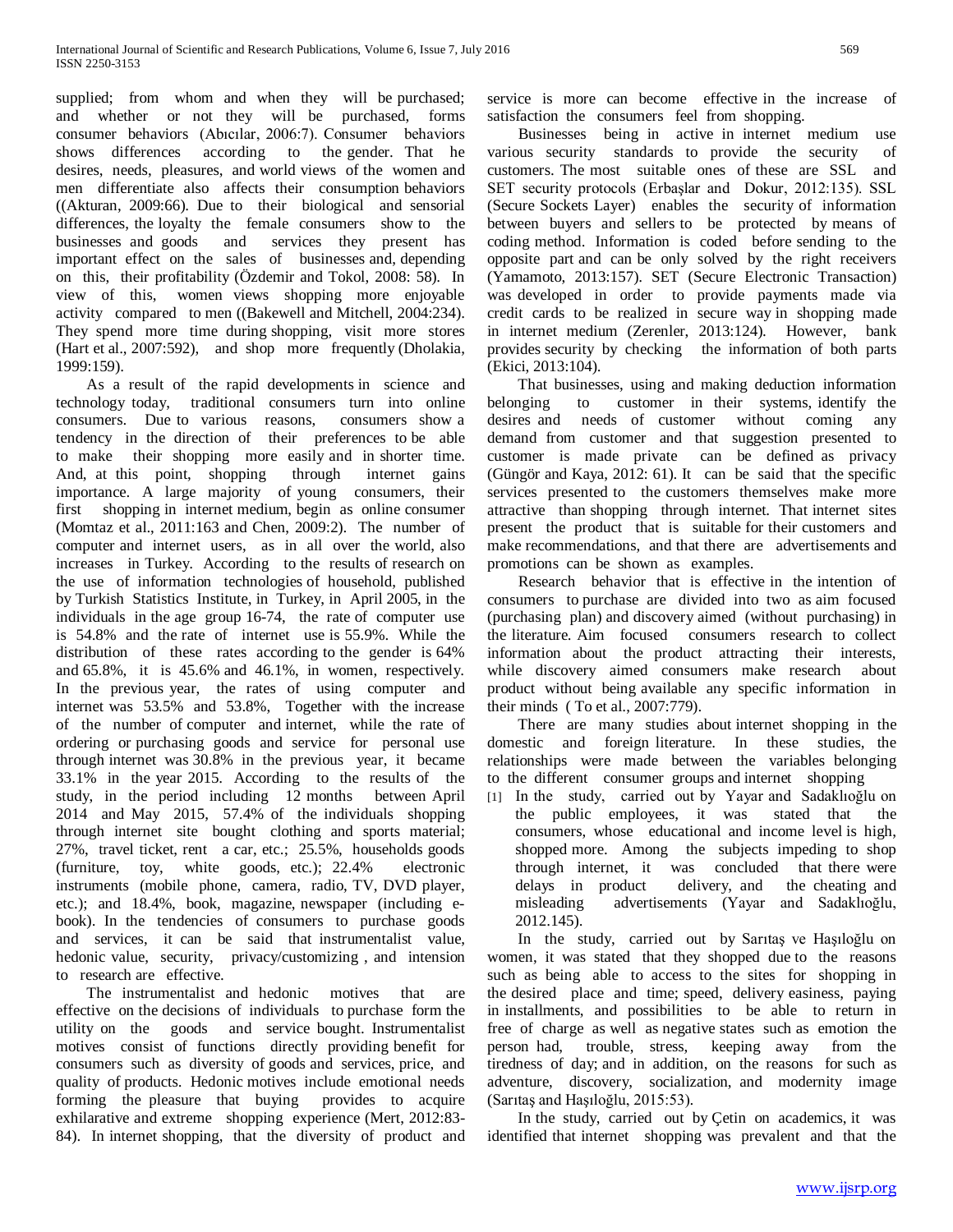supplied; from whom and when they will be purchased; and whether or not they will be purchased, forms consumer behaviors (Abıcılar, 2006:7). Consumer behaviors shows differences according to the gender. That he desires, needs, pleasures, and world views of the women and men differentiate also affects their consumption behaviors ((Akturan, 2009:66). Due to their biological and sensorial differences, the loyalty the female consumers show to the businesses and goods and services they present has important effect on the sales of businesses and, depending on this, their profitability (Özdemir and Tokol, 2008: 58). In view of this, women views shopping more enjoyable activity compared to men ((Bakewell and Mitchell, 2004:234). They spend more time during shopping, visit more stores (Hart et al., 2007:592), and shop more frequently (Dholakia, 1999:159).

As a result of the rapid developments in science and technology today, traditional consumers turn into online consumers. Due to various reasons, consumers show a tendency in the direction of their preferences to be able to make their shopping more easily and in shorter time. And, at this point, shopping through internet gains importance. A large majority of young consumers, their first shopping in internet medium, begin as online consumer (Momtaz et al., 2011:163 and Chen, 2009:2). The number of computer and internet users, as in all over the world, also increases in Turkey. According to the results of research on the use of information technologies of household, published by Turkish Statistics Institute, in Turkey, in April 2005, in the individuals in the age group 16-74, the rate of computer use is 54.8% and the rate of internet use is 55.9%. While the distribution of these rates according to the gender is 64% and 65.8%, it is 45.6% and 46.1%, in women, respectively. In the previous year, the rates of using computer and internet was 53.5% and 53.8%, Together with the increase of the number of computer and internet, while the rate of ordering or purchasing goods and service for personal use through internet was 30.8% in the previous year, it became 33.1% in the year 2015. According to the results of the study, in the period including 12 months between April 2014 and May 2015, 57.4% of the individuals shopping through internet site bought clothing and sports material; 27%, travel ticket, rent a car, etc.; 25.5%, households goods (furniture, toy, white goods, etc.); 22.4% electronic instruments (mobile phone, camera, radio, TV, DVD player, etc.); and 18.4%, book, magazine, newspaper (including e-book). In the tendencies of consumers to purchase goods and services, it can be said that instrumentalist value, hedonic value, security, privacy/customizing , and intension to research are effective.

The instrumentalist and hedonic motives that are effective on the decisions of individuals to purchase form the utility on the goods and service bought. Instrumentalist motives consist of functions directly providing benefit for consumers such as diversity of goods and services, price, and quality of products. Hedonic motives include emotional needs forming the pleasure that buying provides to acquire exhilarative and extreme shopping experience (Mert, 2012:83-84). In internet shopping, that the diversity of product and service is more can become effective in the increase of satisfaction the consumers feel from shopping.

Businesses being in active in internet medium use various security standards to provide the security of customers. The most suitable ones of these are SSL and SET security protocols (Erbaşlar and Dokur, 2012:135). SSL (Secure Sockets Layer) enables the security of information between buyers and sellers to be protected by means of coding method. Information is coded before sending to the opposite part and can be only solved by the right receivers (Yamamoto, 2013:157). SET (Secure Electronic Transaction) was developed in order to provide payments made via credit cards to be realized in secure way in shopping made in internet medium (Zerenler, 2013:124). However, bank provides security by checking the information of both parts (Ekici, 2013:104).

That businesses, using and making deduction information belonging to customer in their systems, identify the desires and needs of customer without coming any demand from customer and that suggestion presented to customer is made private can be defined as privacy (Güngör and Kaya, 2012: 61). It can be said that the specific services presented to the customers themselves make more attractive than shopping through internet. That internet sites present the product that is suitable for their customers and make recommendations, and that there are advertisements and promotions can be shown as examples.

Research behavior that is effective in the intention of consumers to purchase are divided into two as aim focused (purchasing plan) and discovery aimed (without purchasing) in the literature. Aim focused consumers research to collect information about the product attracting their interests, while discovery aimed consumers make research about product without being available any specific information in their minds ( To et al., 2007:779).

There are many studies about internet shopping in the domestic and foreign literature. In these studies, the relationships were made between the variables belonging to the different consumer groups and internet shopping

[1] In the study, carried out by Yayar and Sadaklıoğlu on the public employees, it was stated that the consumers, whose educational and income level is high, shopped more. Among the subjects impeding to shop through internet, it was concluded that there were delays in product delivery, and the cheating and misleading advertisements (Yayar and Sadaklıoğlu, 2012.145).

In the study, carried out by Sarıtaş ve Haşıloğlu on women, it was stated that they shopped due to the reasons such as being able to access to the sites for shopping in the desired place and time; speed, delivery easiness, paying in installments, and possibilities to be able to return in free of charge as well as negative states such as emotion the person had, trouble, stress, keeping away from the tiredness of day; and in addition, on the reasons for such as adventure, discovery, socialization, and modernity image (Sarıtaş and Haşıloğlu, 2015:53).

In the study, carried out by Çetin on academics, it was identified that internet shopping was prevalent and that the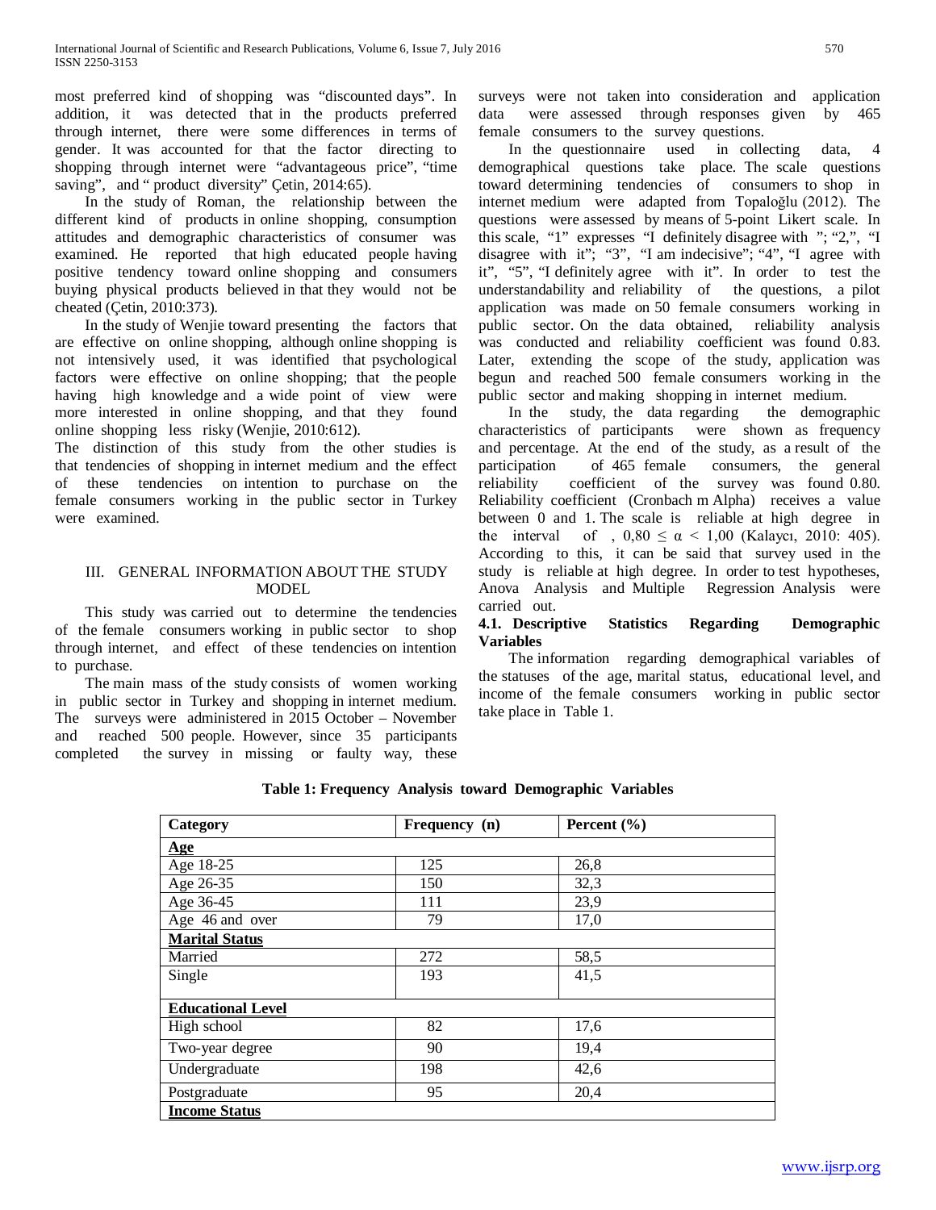most preferred kind of shopping was "discounted days". In addition, it was detected that in the products preferred through internet, there were some differences in terms of gender. It was accounted for that the factor directing to shopping through internet were "advantageous price", "time saving", and " product diversity" Çetin, 2014:65).

In the study of Roman, the relationship between the different kind of products in online shopping, consumption attitudes and demographic characteristics of consumer was examined. He reported that high educated people having positive tendency toward online shopping and consumers buying physical products believed in that they would not be cheated (Çetin, 2010:373).

In the study of Wenjie toward presenting the factors that are effective on online shopping, although online shopping is not intensively used, it was identified that psychological factors were effective on online shopping; that the people having high knowledge and a wide point of view were more interested in online shopping, and that they found online shopping less risky (Wenjie, 2010:612).

The distinction of this study from the other studies is that tendencies of shopping in internet medium and the effect of these tendencies on intention to purchase on the female consumers working in the public sector in Turkey were examined.

## III. GENERAL INFORMATION ABOUT THE STUDY MODEL

This study was carried out to determine the tendencies of the female consumers working in public sector to shop through internet, and effect of these tendencies on intention to purchase.

The main mass of the study consists of women working in public sector in Turkey and shopping in internet medium. The surveys were administered in 2015 October – November and reached 500 people. However, since 35 participants completed the survey in missing or faulty way, these surveys were not taken into consideration and application data were assessed through responses given by 465 female consumers to the survey questions.

In the questionnaire used in collecting data, 4 demographical questions take place. The scale questions toward determining tendencies of consumers to shop in internet medium were adapted from Topaloğlu (2012). The questions were assessed by means of 5-point Likert scale. In this scale, "1" expresses "I definitely disagree with "; "2,", "I disagree with it"; "3", "I am indecisive"; "4", "I agree with it", "5", "I definitely agree with it". In order to test the understandability and reliability of the questions, a pilot application was made on 50 female consumers working in public sector. On the data obtained, reliability analysis was conducted and reliability coefficient was found 0.83. Later, extending the scope of the study, application was begun and reached 500 female consumers working in the public sector and making shopping in internet medium.

In the study, the data regarding the demographic characteristics of participants were shown as frequency and percentage. At the end of the study, as a result of the participation of 465 female consumers, the general reliability coefficient of the survey was found 0.80. Reliability coefficient (Cronbach m Alpha) receives a value between 0 and 1. The scale is reliable at high degree in the interval of , $0,80 \leq \alpha < 1,00$ (Kalaycı, 2010: 405). According to this, it can be said that survey used in the study is reliable at high degree. In order to test hypotheses, Anova Analysis and Multiple Regression Analysis were carried out.

### 4.1. Descriptive Statistics Regarding Demographic Variables

The information regarding demographical variables of the statuses of the age, marital status, educational level, and income of the female consumers working in public sector take place in Table 1.

**Table 1: Frequency Analysis toward Demographic Variables**

| Category | Frequency (n) | Percent (%) |
|---|---|---|
| **Age** | | |
| Age 18-25 | 125 | 26,8 |
| Age 26-35 | 150 | 32,3 |
| Age 36-45 | 111 | 23,9 |
| Age 46 and over | 79 | 17,0 |
| **Marital Status** | | |
| Married | 272 | 58,5 |
| Single | 193 | 41,5 |
| **Educational Level** | | |
| High school | 82 | 17,6 |
| Two-year degree | 90 | 19,4 |
| Undergraduate | 198 | 42,6 |
| Postgraduate | 95 | 20,4 |
| **Income Status** | | |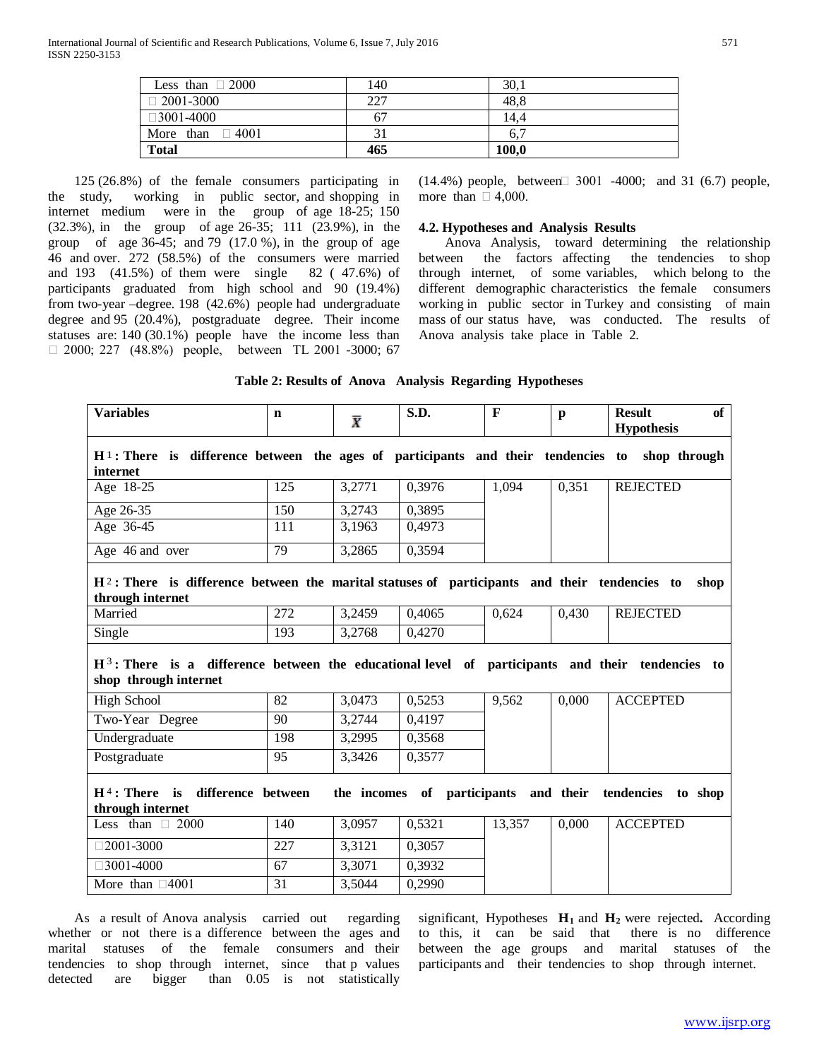| Less than □ 2000 | 140 | 30,1 |
|---|---|---|
| □ 2001-3000 | 227 | 48,8 |
| □3001-4000 | 67 | 14,4 |
| More than □ 4001 | 31 | 6,7 |
| **Total** | **465** | **100,0** |

125 (26.8%) of the female consumers participating in the study, working in public sector, and shopping in internet medium were in the group of age 18-25; 150 (32.3%), in the group of age 26-35; 111 (23.9%), in the group of age 36-45; and 79 (17.0 %), in the group of age 46 and over. 272 (58.5%) of the consumers were married and 193 (41.5%) of them were single 82 ( 47.6%) of participants graduated from high school and 90 (19.4%) from two-year –degree. 198 (42.6%) people had undergraduate degree and 95 (20.4%), postgraduate degree. Their income statuses are: 140 (30.1%) people have the income less than □ 2000; 227 (48.8%) people, between TL 2001 -3000; 67 (14.4%) people, between□ 3001 -4000; and 31 (6.7) people, more than □ 4,000.

### 4.2. Hypotheses and Analysis Results

Anova Analysis, toward determining the relationship between the factors affecting the tendencies to shop through internet, of some variables, which belong to the different demographic characteristics the female consumers working in public sector in Turkey and consisting of main mass of our status have, was conducted. The results of Anova analysis take place in Table 2.

**Table 2: Results of Anova Analysis Regarding Hypotheses**

| Variables | n | $\bar{X}$ | S.D. | F | p | Result of Hypothesis |
|---|---|---|---|---|---|---|
| **$H_1$: There is difference between the ages of participants and their tendencies to shop through internet** | | | | | | |
| Age 18-25 | 125 | 3,2771 | 0,3976 | 1,094 | 0,351 | REJECTED |
| Age 26-35 | 150 | 3,2743 | 0,3895 | | | |
| Age 36-45 | 111 | 3,1963 | 0,4973 | | | |
| Age 46 and over | 79 | 3,2865 | 0,3594 | | | |
| **$H_2$: There is difference between the marital statuses of participants and their tendencies to shop through internet** | | | | | | |
| Married | 272 | 3,2459 | 0,4065 | 0,624 | 0,430 | REJECTED |
| Single | 193 | 3,2768 | 0,4270 | | | |
| **$H_3$: There is a difference between the educational level of participants and their tendencies to shop through internet** | | | | | | |
| High School | 82 | 3,0473 | 0,5253 | 9,562 | 0,000 | ACCEPTED |
| Two-Year Degree | 90 | 3,2744 | 0,4197 | | | |
| Undergraduate | 198 | 3,2995 | 0,3568 | | | |
| Postgraduate | 95 | 3,3426 | 0,3577 | | | |
| **$H_4$: There is difference between the incomes of participants and their tendencies to shop through internet** | | | | | | |
| Less than □ 2000 | 140 | 3,0957 | 0,5321 | 13,357 | 0,000 | ACCEPTED |
| □2001-3000 | 227 | 3,3121 | 0,3057 | | | |
| □3001-4000 | 67 | 3,3071 | 0,3932 | | | |
| More than □4001 | 31 | 3,5044 | 0,2990 | | | |

As a result of Anova analysis carried out regarding whether or not there is a difference between the ages and marital statuses of the female consumers and their tendencies to shop through internet, since that p values detected are bigger than 0.05 is not statistically significant, Hypotheses **$H_1$** and **$H_2$** were rejected**.** According to this, it can be said that there is no difference between the age groups and marital statuses of the participants and their tendencies to shop through internet.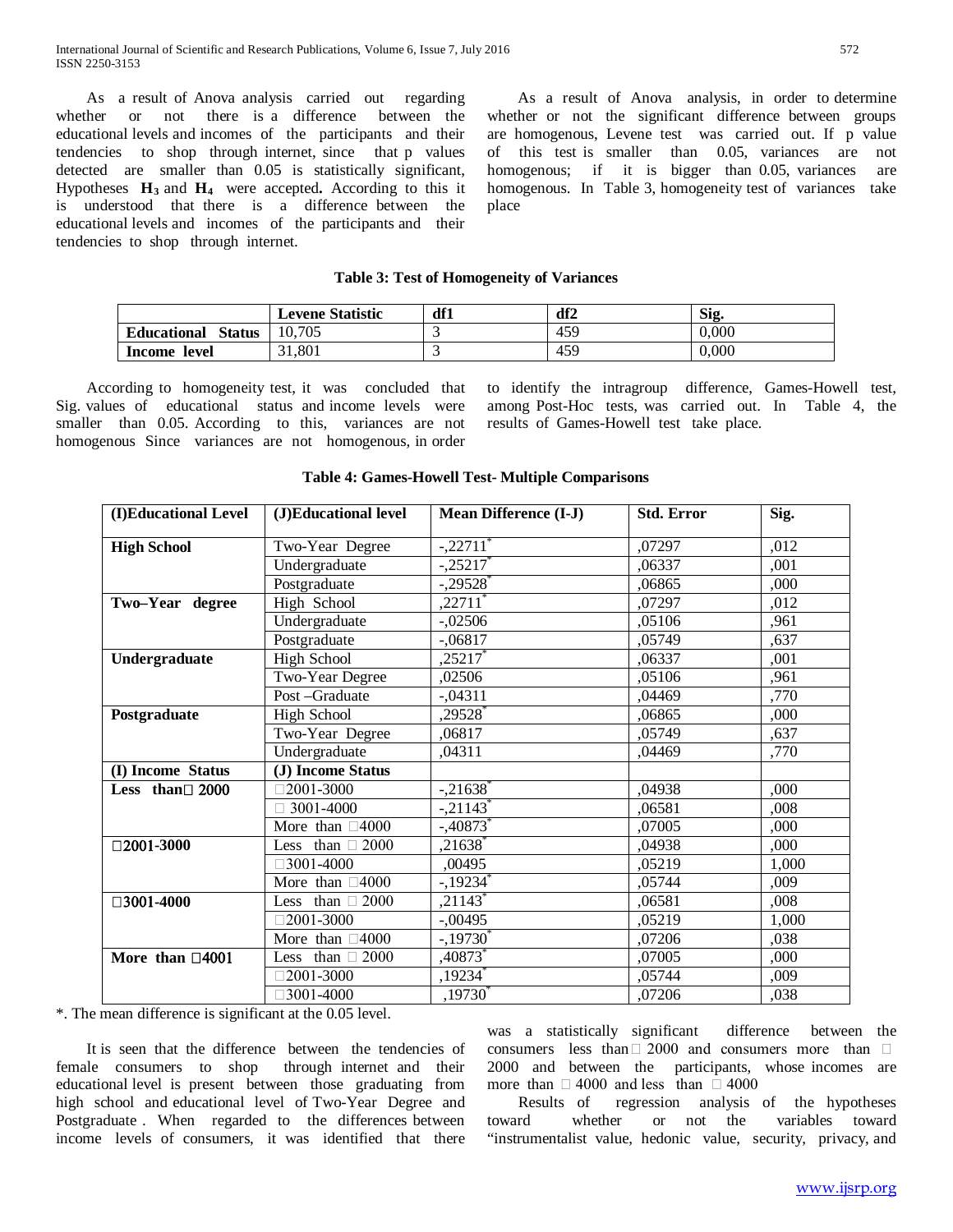As a result of Anova analysis carried out regarding whether or not there is a difference between the educational levels and incomes of the participants and their tendencies to shop through internet, since that p values detected are smaller than 0.05 is statistically significant, Hypotheses $\mathbf{H_3}$ and $\mathbf{H_4}$ were accepted**.** According to this it is understood that there is a difference between the educational levels and incomes of the participants and their tendencies to shop through internet.

As a result of Anova analysis, in order to determine whether or not the significant difference between groups are homogenous, Levene test was carried out. If p value of this test is smaller than 0.05, variances are not homogenous; if it is bigger than 0.05, variances are homogenous. In Table 3, homogeneity test of variances take place

**Table 3: Test of Homogeneity of Variances**

| | Levene Statistic | df1 | df2 | Sig. |
|---|---|---|---|---|
| **Educational Status** | 10,705 | 3 | 459 | 0,000 |
| **Income level** | 31,801 | 3 | 459 | 0,000 |

According to homogeneity test, it was concluded that Sig. values of educational status and income levels were smaller than 0.05. According to this, variances are not homogenous Since variances are not homogenous, in order to identify the intragroup difference, Games-Howell test, among Post-Hoc tests, was carried out. In Table 4, the results of Games-Howell test take place.

**Table 4: Games-Howell Test- Multiple Comparisons**

| (I)Educational Level | (J)Educational level | Mean Difference (I-J) | Std. Error | Sig. |
|---|---|---|---|---|
| **High School** | Two-Year Degree | -,22711* | ,07297 | ,012 |
| | Undergraduate | -,25217* | ,06337 | ,001 |
| | Postgraduate | -,29528* | ,06865 | ,000 |
| **Two–Year degree** | High School | ,22711* | ,07297 | ,012 |
| | Undergraduate | -,02506 | ,05106 | ,961 |
| | Postgraduate | -,06817 | ,05749 | ,637 |
| **Undergraduate** | High School | ,25217* | ,06337 | ,001 |
| | Two-Year Degree | ,02506 | ,05106 | ,961 |
| | Post –Graduate | -,04311 | ,04469 | ,770 |
| **Postgraduate** | High School | ,29528* | ,06865 | ,000 |
| | Two-Year Degree | ,06817 | ,05749 | ,637 |
| | Undergraduate | ,04311 | ,04469 | ,770 |
| **(I) Income Status** | **(J) Income Status** | | | |
| **Less than□ 2000** | □2001-3000 | -,21638* | ,04938 | ,000 |
| | □ 3001-4000 | -,21143* | ,06581 | ,008 |
| | More than □4000 | -,40873* | ,07005 | ,000 |
| **□2001-3000** | Less than □ 2000 | ,21638* | ,04938 | ,000 |
| | □3001-4000 | ,00495 | ,05219 | 1,000 |
| | More than □4000 | -,19234* | ,05744 | ,009 |
| **□3001-4000** | Less than □ 2000 | ,21143* | ,06581 | ,008 |
| | □2001-3000 | -,00495 | ,05219 | 1,000 |
| | More than □4000 | -,19730* | ,07206 | ,038 |
| **More than □4001** | Less than □ 2000 | ,40873* | ,07005 | ,000 |
| | □2001-3000 | ,19234* | ,05744 | ,009 |
| | □3001-4000 | ,19730* | ,07206 | ,038 |

*. The mean difference is significant at the 0.05 level.

It is seen that the difference between the tendencies of female consumers to shop through internet and their educational level is present between those graduating from high school and educational level of Two-Year Degree and Postgraduate . When regarded to the differences between income levels of consumers, it was identified that there was a statistically significant difference between the consumers less than □ 2000 and consumers more than □ 2000 and between the participants, whose incomes are more than □ 4000 and less than □ 4000

Results of regression analysis of the hypotheses toward whether or not the variables toward “instrumentalist value, hedonic value, security, privacy, and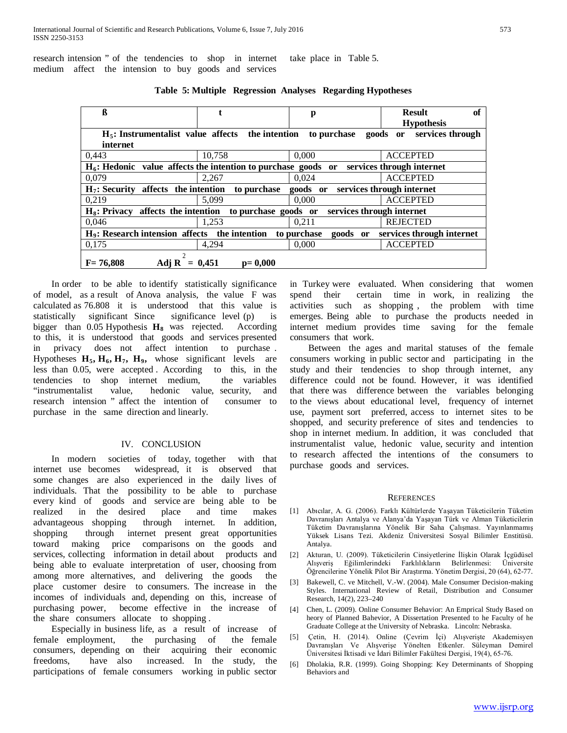research intension " of the tendencies to shop in internet medium affect the intension to buy goods and services take place in Table 5.

**Table 5: Multiple Regression Analyses Regarding Hypotheses**

| ß | t | p | Result of Hypothesis |
|---|---|---|---|
| **$H_5$: Instrumentalist value affects the intention to purchase goods or services through internet** | | | |
| 0,443 | 10,758 | 0,000 | ACCEPTED |
| **$H_6$: Hedonic value affects the intention to purchase goods or services through internet** | | | |
| 0,079 | 2,267 | 0,024 | ACCEPTED |
| **$H_7$: Security affects the intention to purchase goods or services through internet** | | | |
| 0,219 | 5,099 | 0,000 | ACCEPTED |
| **$H_8$: Privacy affects the intention to purchase goods or services through internet** | | | |
| 0,046 | 1,253 | 0,211 | REJECTED |
| **$H_9$: Research intension affects the intention to purchase goods or services through internet** | | | |
| 0,175 | 4,294 | 0,000 | ACCEPTED |
| **F= 76,808 Adj $R^2$ = 0,451 p= 0,000** | | | |

In order to be able to identify statistically significance of model, as a result of Anova analysis, the value F was calculated as 76.808 it is understood that this value is statistically significant Since significance level (p) is bigger than 0.05 Hypothesis **$H_8$** was rejected. According to this, it is understood that goods and services presented in privacy does not affect intention to purchase . Hypotheses **$H_5$, $H_6$, $H_7$, $H_9$,** whose significant levels are less than 0.05, were accepted . According to this, in the tendencies to shop internet medium, the variables "instrumentalist value, hedonic value, security, and research intension " affect the intention of consumer to purchase in the same direction and linearly.

## IV. CONCLUSION

In modern societies of today, together with that internet use becomes widespread, it is observed that some changes are also experienced in the daily lives of individuals. That the possibility to be able to purchase every kind of goods and service are being able to be realized in the desired place and time makes advantageous shopping through internet. In addition, shopping through internet present great opportunities toward making price comparisons on the goods and services, collecting information in detail about products and being able to evaluate interpretation of user, choosing from among more alternatives, and delivering the goods the place customer desire to consumers. The increase in the incomes of individuals and, depending on this, increase of purchasing power, become effective in the increase of the share consumers allocate to shopping .

Especially in business life, as a result of increase of female employment, the purchasing of the female consumers, depending on their acquiring their economic freedoms, have also increased. In the study, the participations of female consumers working in public sector in Turkey were evaluated. When considering that women spend their certain time in work, in realizing the activities such as shopping , the problem with time emerges. Being able to purchase the products needed in internet medium provides time saving for the female consumers that work.

Between the ages and marital statuses of the female consumers working in public sector and participating in the study and their tendencies to shop through internet, any difference could not be found. However, it was identified that there was difference between the variables belonging to the views about educational level, frequency of internet use, payment sort preferred, access to internet sites to be shopped, and security preference of sites and tendencies to shop in internet medium. In addition, it was concluded that instrumentalist value, hedonic value, security and intention to research affected the intentions of the consumers to purchase goods and services.

## REFERENCES

[1] Abıcılar, A. G. (2006). Farklı Kültürlerde Yaşayan Tüketicilerin Tüketim Davranışları Antalya ve Alanya'da Yaşayan Türk ve Alman Tüketicilerin Tüketim Davranışlarına Yönelik Bir Saha Çalışması. Yayınlanmamış Yüksek Lisans Tezi. Akdeniz Üniversitesi Sosyal Bilimler Enstitüsü. Antalya.

[2] Akturan, U. (2009). Tüketicilerin Cinsiyetlerine İlişkin Olarak İçgüdüsel Alışveriş Eğilimlerindeki Farklılıkların Belirlenmesi: Üniversite Öğrencilerine Yönelik Pilot Bir Araştırma. Yönetim Dergisi, 20 (64), 62-77.

[3] Bakewell, C. ve Mitchell, V.-W. (2004). Male Consumer Decision-making Styles. International Review of Retail, Distribution and Consumer Research, 14(2), 223–240

[4] Chen, L. (2009). Online Consumer Behavior: An Emprical Study Based on heory of Planned Bahevior, A Dissertation Presented to he Faculty of he Graduate College at the University of Nebraska. Lincoln: Nebraska.

[5] Çetin, H. (2014). Online (Çevrim İçi) Alışverişte Akademisyen Davranışları Ve Alışverişe Yönelten Etkenler. Süleyman Demirel Üniversitesi İktisadi ve İdari Bilimler Fakültesi Dergisi, 19(4), 65-76.

[6] Dholakia, R.R. (1999). Going Shopping: Key Determinants of Shopping Behaviors and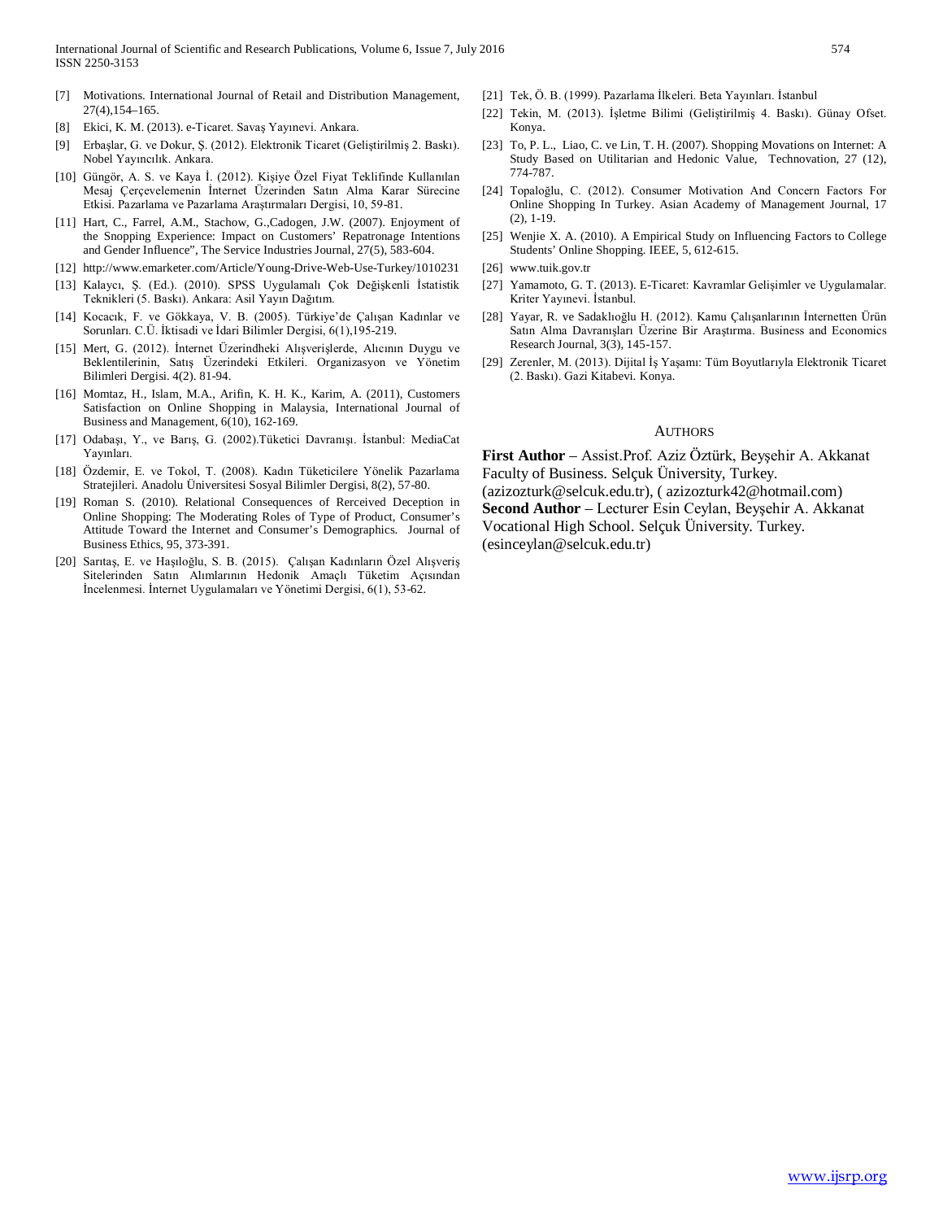[7] Motivations. International Journal of Retail and Distribution Management, 27(4),154–165.

[8] Ekici, K. M. (2013). e-Ticaret. Savaş Yayınevi. Ankara.

[9] Erbaşlar, G. ve Dokur, Ş. (2012). Elektronik Ticaret (Geliştirilmiş 2. Baskı). Nobel Yayıncılık. Ankara.

[10] Güngör, A. S. ve Kaya İ. (2012). Kişiye Özel Fiyat Teklifinde Kullanılan Mesaj Çerçevelemenin İnternet Üzerinden Satın Alma Karar Sürecine Etkisi. Pazarlama ve Pazarlama Araştırmaları Dergisi, 10, 59-81.

[11] Hart, C., Farrel, A.M., Stachow, G.,Cadogen, J.W. (2007). Enjoyment of the Snopping Experience: Impact on Customers' Repatronage Intentions and Gender Influence", The Service Industries Journal, 27(5), 583-604.

[12] http://www.emarketer.com/Article/Young-Drive-Web-Use-Turkey/1010231

[13] Kalaycı, Ş. (Ed.). (2010). SPSS Uygulamalı Çok Değişkenli İstatistik Teknikleri (5. Baskı). Ankara: Asil Yayın Dağıtım.

[14] Kocacık, F. ve Gökkaya, V. B. (2005). Türkiye'de Çalışan Kadınlar ve Sorunları. C.Ü. İktisadi ve İdari Bilimler Dergisi, 6(1),195-219.

[15] Mert, G. (2012). İnternet Üzerindheki Alışverişlerde, Alıcının Duygu ve Beklentilerinin, Satış Üzerindeki Etkileri. Organizasyon ve Yönetim Bilimleri Dergisi. 4(2). 81-94.

[16] Momtaz, H., Islam, M.A., Arifin, K. H. K., Karim, A. (2011), Customers Satisfaction on Online Shopping in Malaysia, International Journal of Business and Management, 6(10), 162-169.

[17] Odabaşı, Y., ve Barış, G. (2002).Tüketici Davranışı. İstanbul: MediaCat Yayınları.

[18] Özdemir, E. ve Tokol, T. (2008). Kadın Tüketicilere Yönelik Pazarlama Stratejileri. Anadolu Üniversitesi Sosyal Bilimler Dergisi, 8(2), 57-80.

[19] Roman S. (2010). Relational Consequences of Rerceived Deception in Online Shopping: The Moderating Roles of Type of Product, Consumer's Attitude Toward the Internet and Consumer's Demographics. Journal of Business Ethics, 95, 373-391.

[20] Sarıtaş, E. ve Haşıloğlu, S. B. (2015). Çalışan Kadınların Özel Alışveriş Sitelerinden Satın Alımlarının Hedonik Amaçlı Tüketim Açısından İncelenmesi. İnternet Uygulamaları ve Yönetimi Dergisi, 6(1), 53-62.

[21] Tek, Ö. B. (1999). Pazarlama İlkeleri. Beta Yayınları. İstanbul

[22] Tekin, M. (2013). İşletme Bilimi (Geliştirilmiş 4. Baskı). Günay Ofset. Konya.

[23] To, P. L., Liao, C. ve Lin, T. H. (2007). Shopping Movations on Internet: A Study Based on Utilitarian and Hedonic Value, Technovation, 27 (12), 774-787.

[24] Topaloğlu, C. (2012). Consumer Motivation And Concern Factors For Online Shopping In Turkey. Asian Academy of Management Journal, 17 (2), 1-19.

[25] Wenjie X. A. (2010). A Empirical Study on Influencing Factors to College Students' Online Shopping. IEEE, 5, 612-615.

[26] www.tuik.gov.tr

[27] Yamamoto, G. T. (2013). E-Ticaret: Kavramlar Gelişimler ve Uygulamalar. Kriter Yayınevi. İstanbul.

[28] Yayar, R. ve Sadaklıoğlu H. (2012). Kamu Çalışanlarının İnternetten Ürün Satın Alma Davranışları Üzerine Bir Araştırma. Business and Economics Research Journal, 3(3), 145-157.

[29] Zerenler, M. (2013). Dijital İş Yaşamı: Tüm Boyutlarıyla Elektronik Ticaret (2. Baskı). Gazi Kitabevi. Konya.

## AUTHORS

**First Author** – Assist.Prof. Aziz Öztürk, Beyşehir A. Akkanat Faculty of Business. Selçuk Üniversity, Turkey. (azizozturk@selcuk.edu.tr), ( azizozturk42@hotmail.com)

**Second Author** – Lecturer Esin Ceylan, Beyşehir A. Akkanat Vocational High School. Selçuk Üniversity. Turkey. (esinceylan@selcuk.edu.tr)